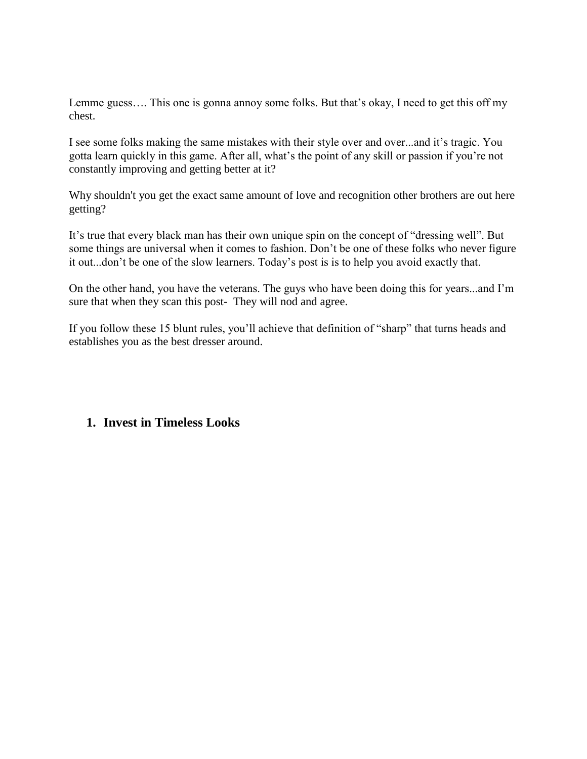Lemme guess…. This one is gonna annoy some folks. But that's okay, I need to get this off my chest.

I see some folks making the same mistakes with their style over and over...and it's tragic. You gotta learn quickly in this game. After all, what's the point of any skill or passion if you're not constantly improving and getting better at it?

Why shouldn't you get the exact same amount of love and recognition other brothers are out here getting?

It's true that every black man has their own unique spin on the concept of "dressing well". But some things are universal when it comes to fashion. Don't be one of these folks who never figure it out...don't be one of the slow learners. Today's post is is to help you avoid exactly that.

On the other hand, you have the veterans. The guys who have been doing this for years...and I'm sure that when they scan this post- They will nod and agree.

If you follow these 15 blunt rules, you'll achieve that definition of "sharp" that turns heads and establishes you as the best dresser around.

## 1. Invest in Timeless Looks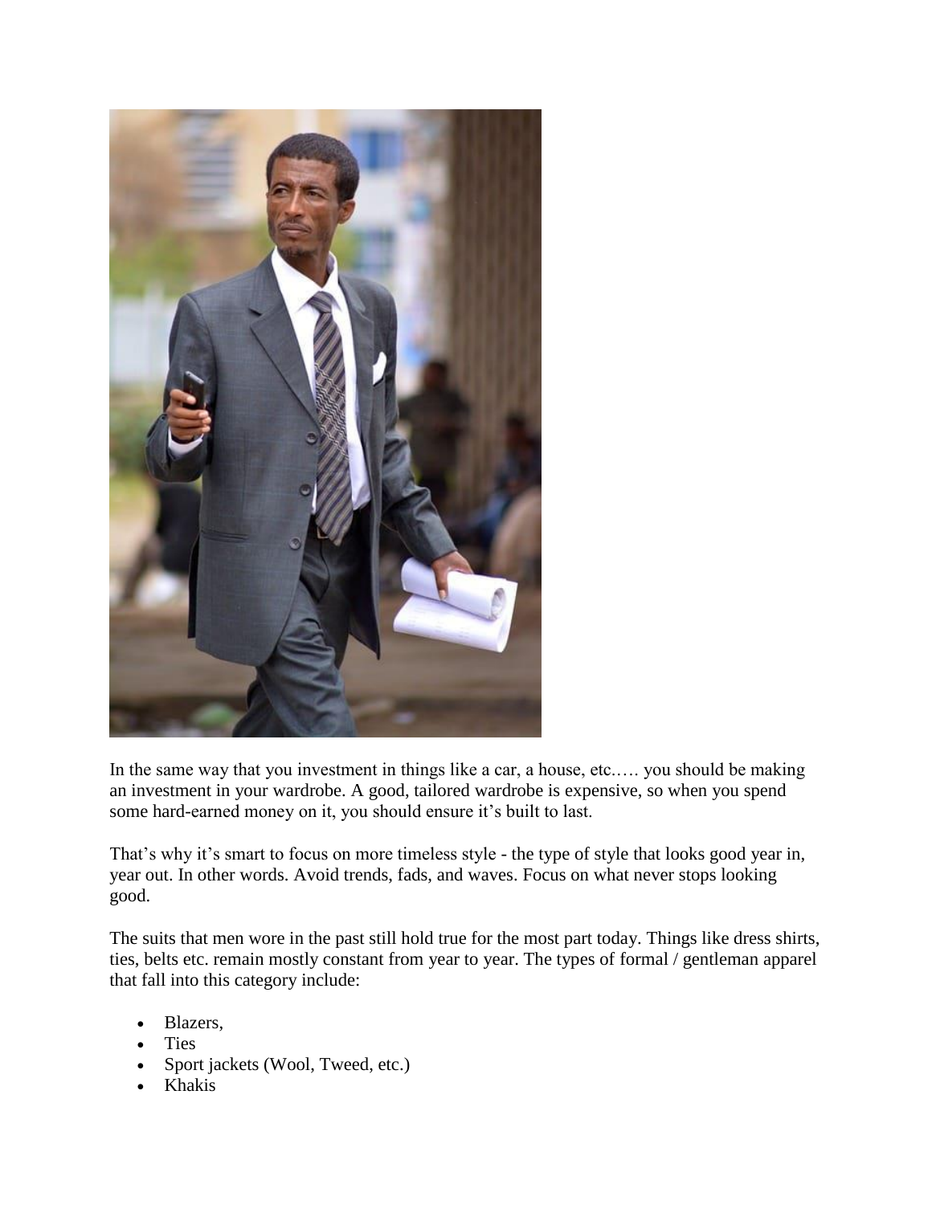In the same way that you investment in things like a car, a house, etc.…. you should be making an investment in your wardrobe. A good, tailored wardrobe is expensive, so when you spend some hard-earned money on it, you should ensure it's built to last.

That's why it's smart to focus on more timeless style - the type of style that looks good year in, year out. In other words. Avoid trends, fads, and waves. Focus on what never stops looking good.

The suits that men wore in the past still hold true for the most part today. Things like dress shirts, ties, belts etc. remain mostly constant from year to year. The types of formal / gentleman apparel that fall into this category include:

- Blazers,
- Ties
- Sport jackets (Wool, Tweed, etc.)
- Khakis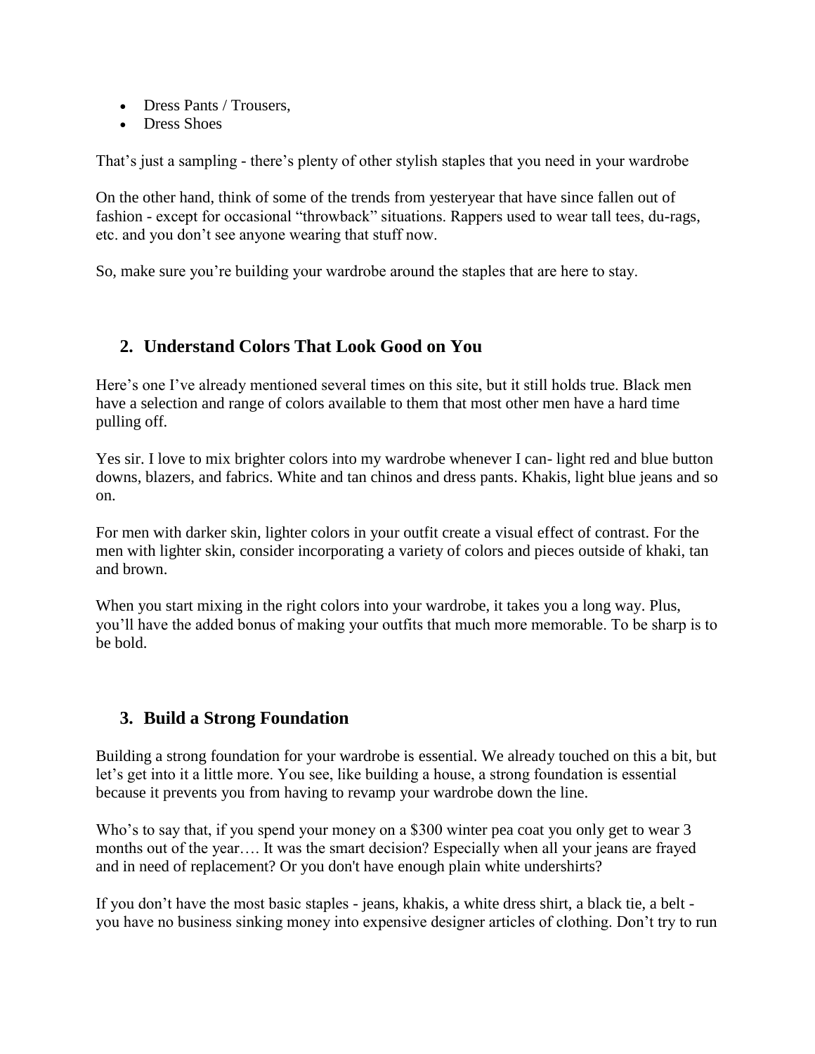- Dress Pants / Trousers,
- Dress Shoes

That's just a sampling - there's plenty of other stylish staples that you need in your wardrobe

On the other hand, think of some of the trends from yesteryear that have since fallen out of fashion - except for occasional "throwback" situations. Rappers used to wear tall tees, du-rags, etc. and you don't see anyone wearing that stuff now.

So, make sure you're building your wardrobe around the staples that are here to stay.

## 2. Understand Colors That Look Good on You

Here's one I've already mentioned several times on this site, but it still holds true. Black men have a selection and range of colors available to them that most other men have a hard time pulling off.

Yes sir. I love to mix brighter colors into my wardrobe whenever I can- light red and blue button downs, blazers, and fabrics. White and tan chinos and dress pants. Khakis, light blue jeans and so on.

For men with darker skin, lighter colors in your outfit create a visual effect of contrast. For the men with lighter skin, consider incorporating a variety of colors and pieces outside of khaki, tan and brown.

When you start mixing in the right colors into your wardrobe, it takes you a long way. Plus, you'll have the added bonus of making your outfits that much more memorable. To be sharp is to be bold.

## 3. Build a Strong Foundation

Building a strong foundation for your wardrobe is essential. We already touched on this a bit, but let's get into it a little more. You see, like building a house, a strong foundation is essential because it prevents you from having to revamp your wardrobe down the line.

Who's to say that, if you spend your money on a $300 winter pea coat you only get to wear 3 months out of the year…. It was the smart decision? Especially when all your jeans are frayed and in need of replacement? Or you don't have enough plain white undershirts?

If you don't have the most basic staples - jeans, khakis, a white dress shirt, a black tie, a belt - you have no business sinking money into expensive designer articles of clothing. Don't try to run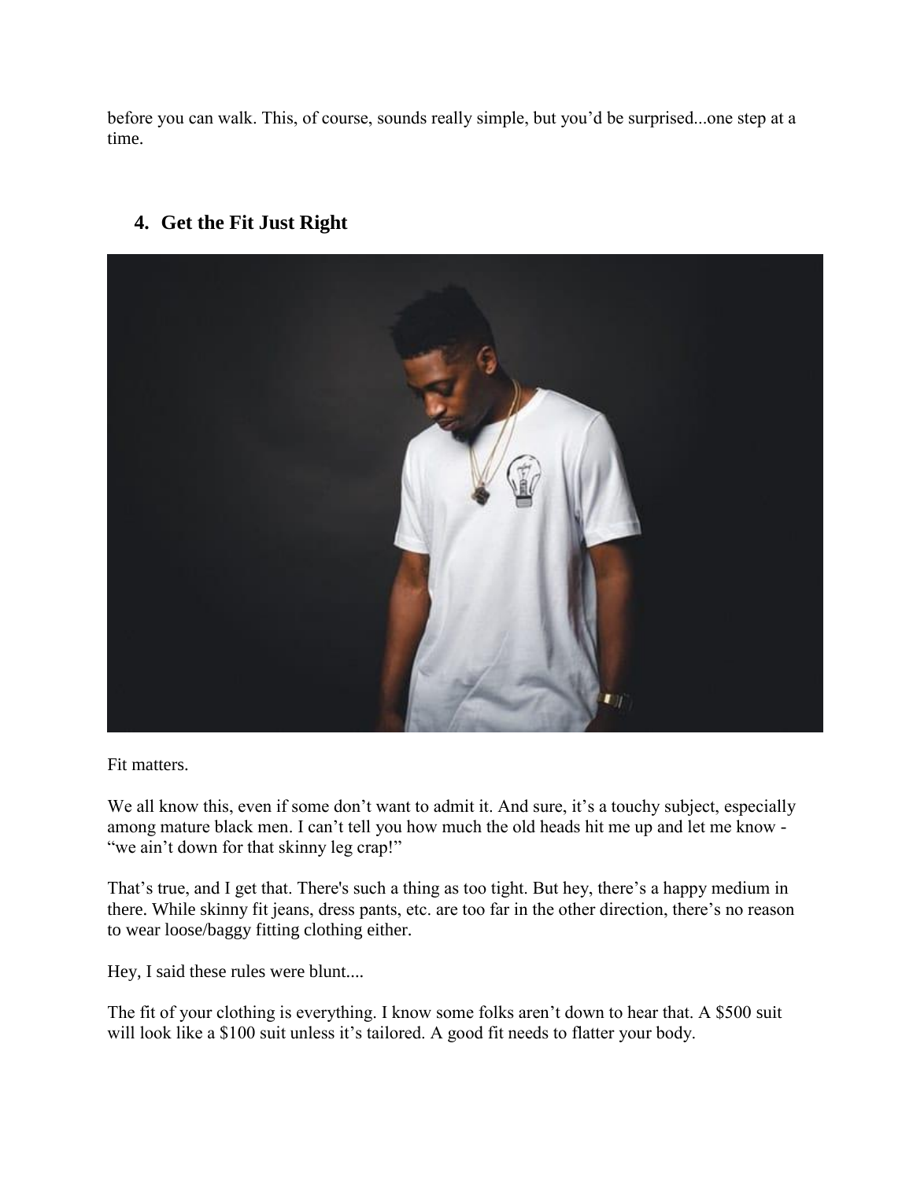before you can walk. This, of course, sounds really simple, but you'd be surprised...one step at a time.

## 4. Get the Fit Just Right

Fit matters.

We all know this, even if some don't want to admit it. And sure, it's a touchy subject, especially among mature black men. I can't tell you how much the old heads hit me up and let me know - "we ain't down for that skinny leg crap!"

That's true, and I get that. There's such a thing as too tight. But hey, there's a happy medium in there. While skinny fit jeans, dress pants, etc. are too far in the other direction, there's no reason to wear loose/baggy fitting clothing either.

Hey, I said these rules were blunt....

The fit of your clothing is everything. I know some folks aren't down to hear that. A $500 suit will look like a $100 suit unless it's tailored. A good fit needs to flatter your body.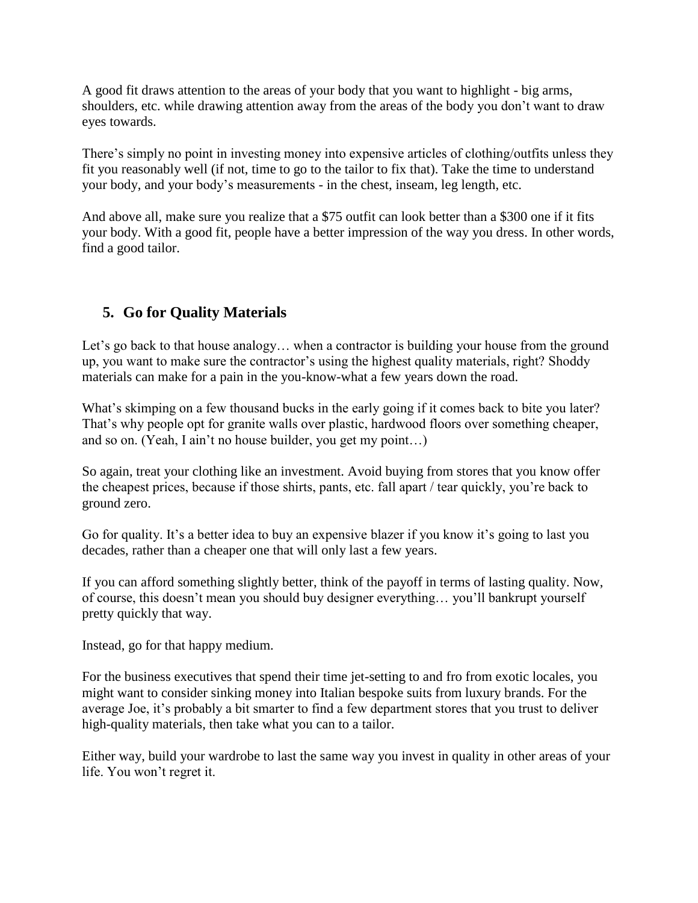A good fit draws attention to the areas of your body that you want to highlight - big arms, shoulders, etc. while drawing attention away from the areas of the body you don't want to draw eyes towards.

There's simply no point in investing money into expensive articles of clothing/outfits unless they fit you reasonably well (if not, time to go to the tailor to fix that). Take the time to understand your body, and your body's measurements - in the chest, inseam, leg length, etc.

And above all, make sure you realize that a $75 outfit can look better than a $300 one if it fits your body. With a good fit, people have a better impression of the way you dress. In other words, find a good tailor.

## 5. Go for Quality Materials

Let's go back to that house analogy… when a contractor is building your house from the ground up, you want to make sure the contractor's using the highest quality materials, right? Shoddy materials can make for a pain in the you-know-what a few years down the road.

What's skimping on a few thousand bucks in the early going if it comes back to bite you later? That's why people opt for granite walls over plastic, hardwood floors over something cheaper, and so on. (Yeah, I ain't no house builder, you get my point…)

So again, treat your clothing like an investment. Avoid buying from stores that you know offer the cheapest prices, because if those shirts, pants, etc. fall apart / tear quickly, you're back to ground zero.

Go for quality. It's a better idea to buy an expensive blazer if you know it's going to last you decades, rather than a cheaper one that will only last a few years.

If you can afford something slightly better, think of the payoff in terms of lasting quality. Now, of course, this doesn't mean you should buy designer everything… you'll bankrupt yourself pretty quickly that way.

Instead, go for that happy medium.

For the business executives that spend their time jet-setting to and fro from exotic locales, you might want to consider sinking money into Italian bespoke suits from luxury brands. For the average Joe, it's probably a bit smarter to find a few department stores that you trust to deliver high-quality materials, then take what you can to a tailor.

Either way, build your wardrobe to last the same way you invest in quality in other areas of your life. You won't regret it.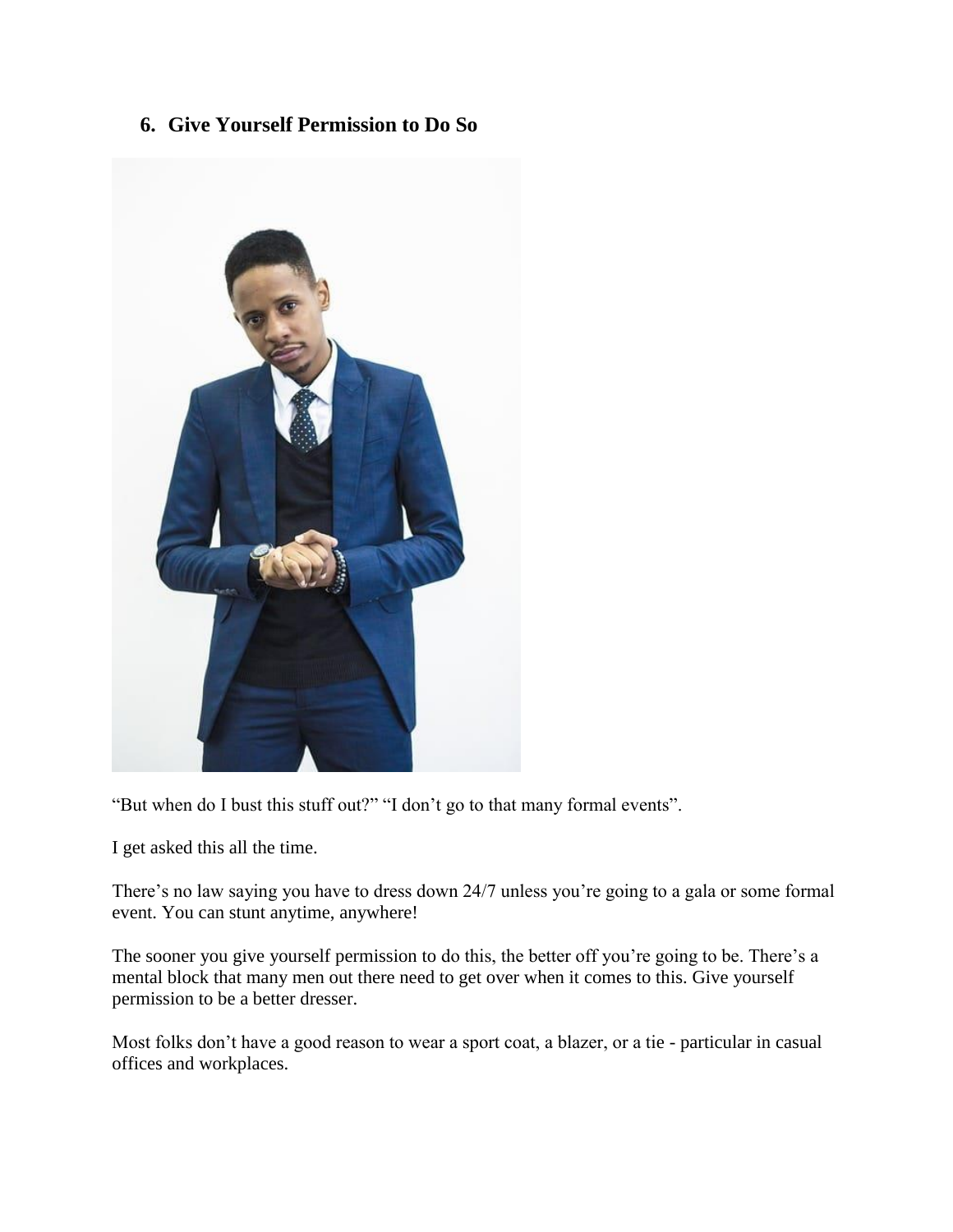## 6. Give Yourself Permission to Do So

“But when do I bust this stuff out?” “I don’t go to that many formal events”.

I get asked this all the time.

There’s no law saying you have to dress down 24/7 unless you’re going to a gala or some formal event. You can stunt anytime, anywhere!

The sooner you give yourself permission to do this, the better off you’re going to be. There’s a mental block that many men out there need to get over when it comes to this. Give yourself permission to be a better dresser.

Most folks don’t have a good reason to wear a sport coat, a blazer, or a tie - particular in casual offices and workplaces.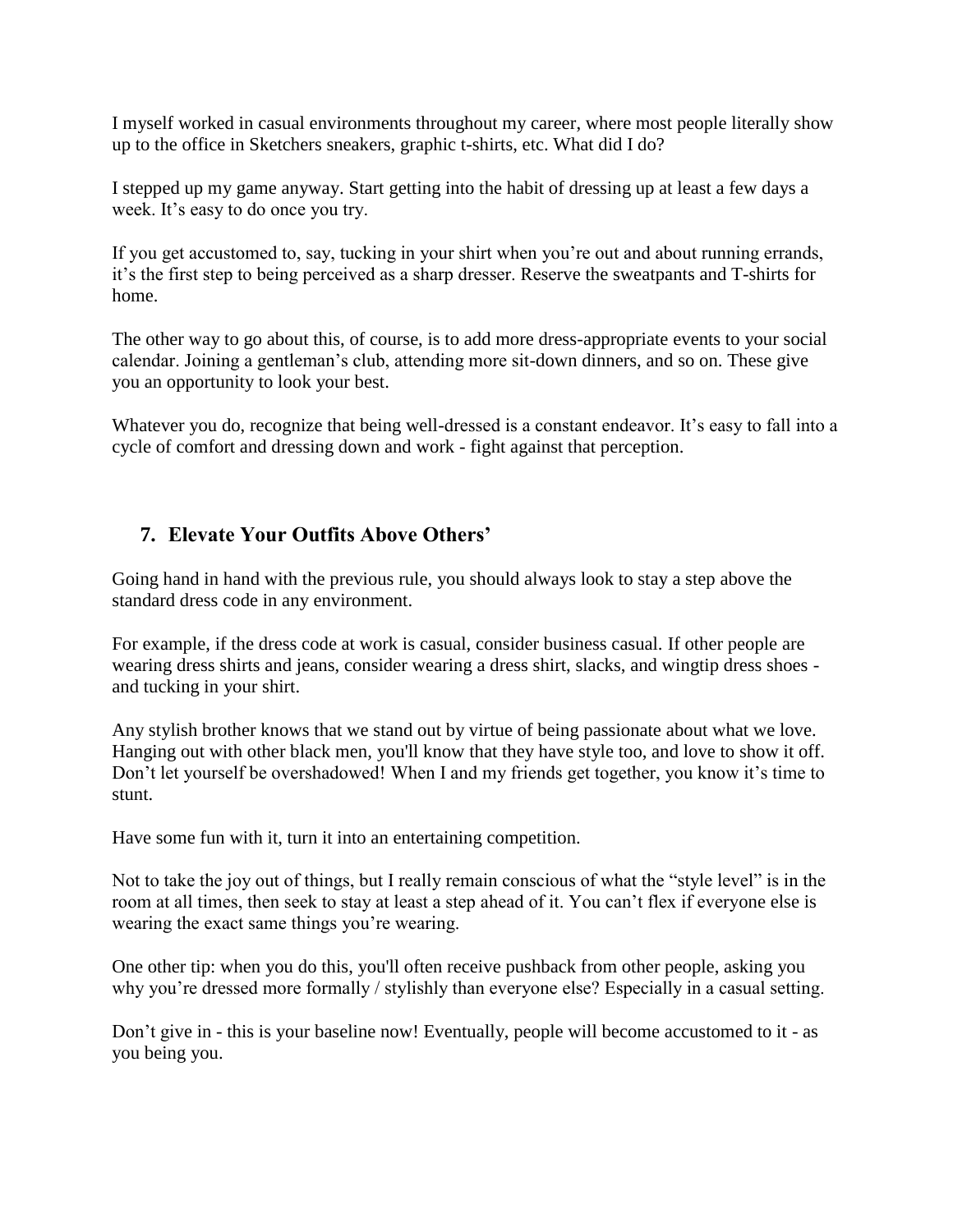I myself worked in casual environments throughout my career, where most people literally show up to the office in Sketchers sneakers, graphic t-shirts, etc. What did I do?

I stepped up my game anyway. Start getting into the habit of dressing up at least a few days a week. It's easy to do once you try.

If you get accustomed to, say, tucking in your shirt when you're out and about running errands, it's the first step to being perceived as a sharp dresser. Reserve the sweatpants and T-shirts for home.

The other way to go about this, of course, is to add more dress-appropriate events to your social calendar. Joining a gentleman's club, attending more sit-down dinners, and so on. These give you an opportunity to look your best.

Whatever you do, recognize that being well-dressed is a constant endeavor. It's easy to fall into a cycle of comfort and dressing down and work - fight against that perception.

## 7. Elevate Your Outfits Above Others'

Going hand in hand with the previous rule, you should always look to stay a step above the standard dress code in any environment.

For example, if the dress code at work is casual, consider business casual. If other people are wearing dress shirts and jeans, consider wearing a dress shirt, slacks, and wingtip dress shoes - and tucking in your shirt.

Any stylish brother knows that we stand out by virtue of being passionate about what we love. Hanging out with other black men, you'll know that they have style too, and love to show it off. Don't let yourself be overshadowed! When I and my friends get together, you know it's time to stunt.

Have some fun with it, turn it into an entertaining competition.

Not to take the joy out of things, but I really remain conscious of what the "style level" is in the room at all times, then seek to stay at least a step ahead of it. You can't flex if everyone else is wearing the exact same things you're wearing.

One other tip: when you do this, you'll often receive pushback from other people, asking you why you're dressed more formally / stylishly than everyone else? Especially in a casual setting.

Don't give in - this is your baseline now! Eventually, people will become accustomed to it - as you being you.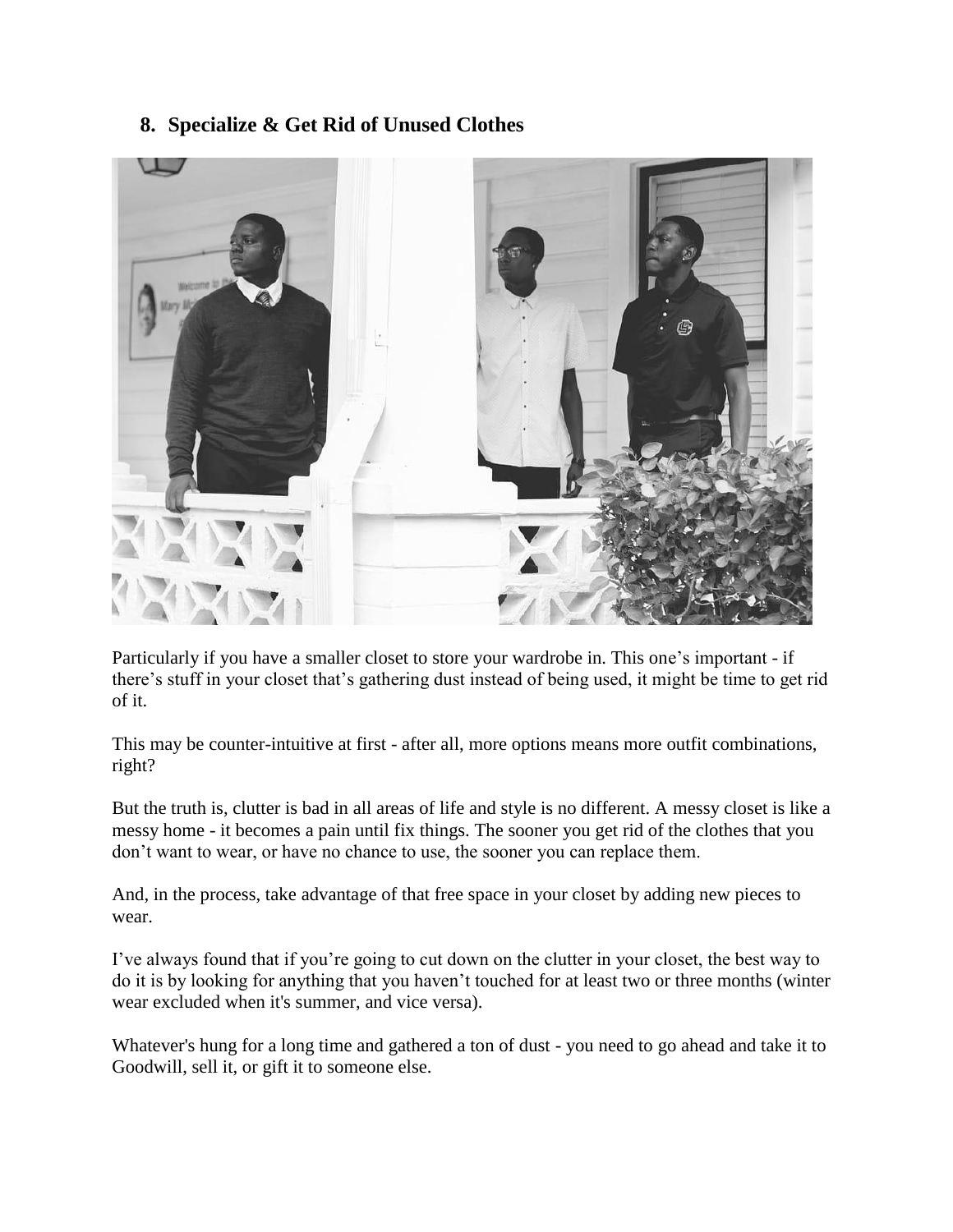## 8. Specialize & Get Rid of Unused Clothes

Particularly if you have a smaller closet to store your wardrobe in. This one's important - if there's stuff in your closet that's gathering dust instead of being used, it might be time to get rid of it.

This may be counter-intuitive at first - after all, more options means more outfit combinations, right?

But the truth is, clutter is bad in all areas of life and style is no different. A messy closet is like a messy home - it becomes a pain until fix things. The sooner you get rid of the clothes that you don't want to wear, or have no chance to use, the sooner you can replace them.

And, in the process, take advantage of that free space in your closet by adding new pieces to wear.

I've always found that if you're going to cut down on the clutter in your closet, the best way to do it is by looking for anything that you haven't touched for at least two or three months (winter wear excluded when it's summer, and vice versa).

Whatever's hung for a long time and gathered a ton of dust - you need to go ahead and take it to Goodwill, sell it, or gift it to someone else.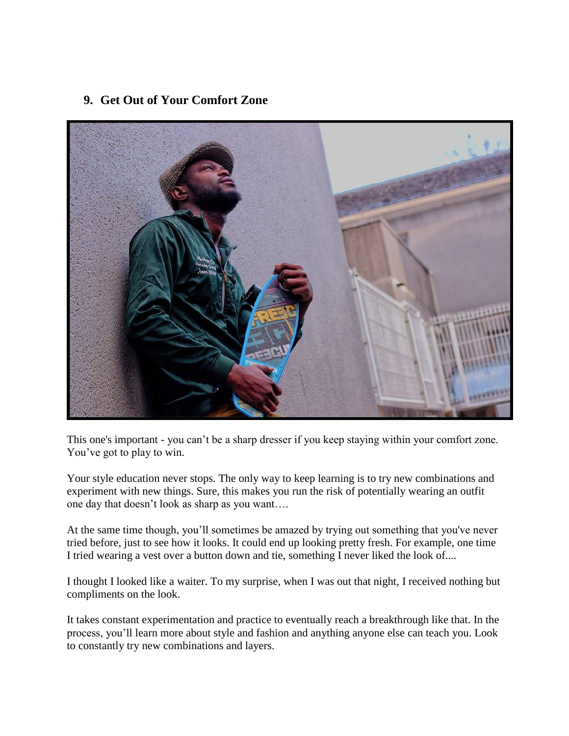## 9. Get Out of Your Comfort Zone

This one's important - you can't be a sharp dresser if you keep staying within your comfort zone. You've got to play to win.

Your style education never stops. The only way to keep learning is to try new combinations and experiment with new things. Sure, this makes you run the risk of potentially wearing an outfit one day that doesn't look as sharp as you want….

At the same time though, you'll sometimes be amazed by trying out something that you've never tried before, just to see how it looks. It could end up looking pretty fresh. For example, one time I tried wearing a vest over a button down and tie, something I never liked the look of....

I thought I looked like a waiter. To my surprise, when I was out that night, I received nothing but compliments on the look.

It takes constant experimentation and practice to eventually reach a breakthrough like that. In the process, you'll learn more about style and fashion and anything anyone else can teach you. Look to constantly try new combinations and layers.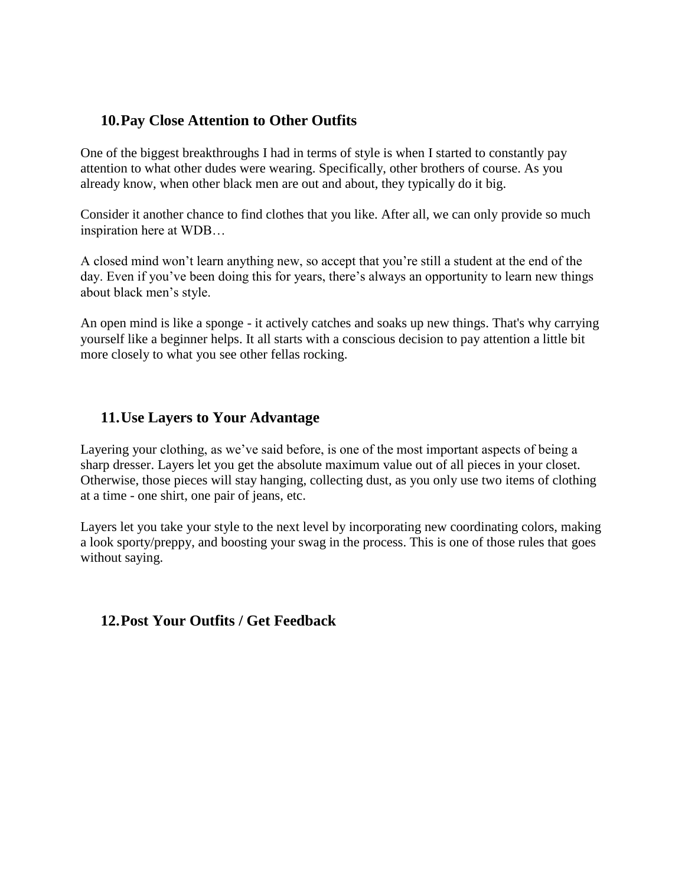## 10. Pay Close Attention to Other Outfits

One of the biggest breakthroughs I had in terms of style is when I started to constantly pay attention to what other dudes were wearing. Specifically, other brothers of course. As you already know, when other black men are out and about, they typically do it big.

Consider it another chance to find clothes that you like. After all, we can only provide so much inspiration here at WDB…

A closed mind won't learn anything new, so accept that you're still a student at the end of the day. Even if you've been doing this for years, there's always an opportunity to learn new things about black men's style.

An open mind is like a sponge - it actively catches and soaks up new things. That's why carrying yourself like a beginner helps. It all starts with a conscious decision to pay attention a little bit more closely to what you see other fellas rocking.

## 11. Use Layers to Your Advantage

Layering your clothing, as we've said before, is one of the most important aspects of being a sharp dresser. Layers let you get the absolute maximum value out of all pieces in your closet. Otherwise, those pieces will stay hanging, collecting dust, as you only use two items of clothing at a time - one shirt, one pair of jeans, etc.

Layers let you take your style to the next level by incorporating new coordinating colors, making a look sporty/preppy, and boosting your swag in the process. This is one of those rules that goes without saying.

## 12. Post Your Outfits / Get Feedback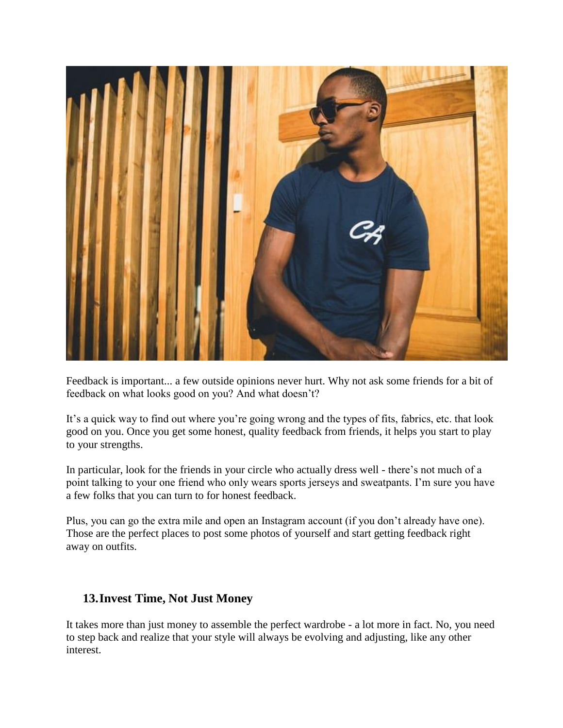Feedback is important... a few outside opinions never hurt. Why not ask some friends for a bit of feedback on what looks good on you? And what doesn't?

It's a quick way to find out where you're going wrong and the types of fits, fabrics, etc. that look good on you. Once you get some honest, quality feedback from friends, it helps you start to play to your strengths.

In particular, look for the friends in your circle who actually dress well - there's not much of a point talking to your one friend who only wears sports jerseys and sweatpants. I'm sure you have a few folks that you can turn to for honest feedback.

Plus, you can go the extra mile and open an Instagram account (if you don't already have one). Those are the perfect places to post some photos of yourself and start getting feedback right away on outfits.

## 13. Invest Time, Not Just Money

It takes more than just money to assemble the perfect wardrobe - a lot more in fact. No, you need to step back and realize that your style will always be evolving and adjusting, like any other interest.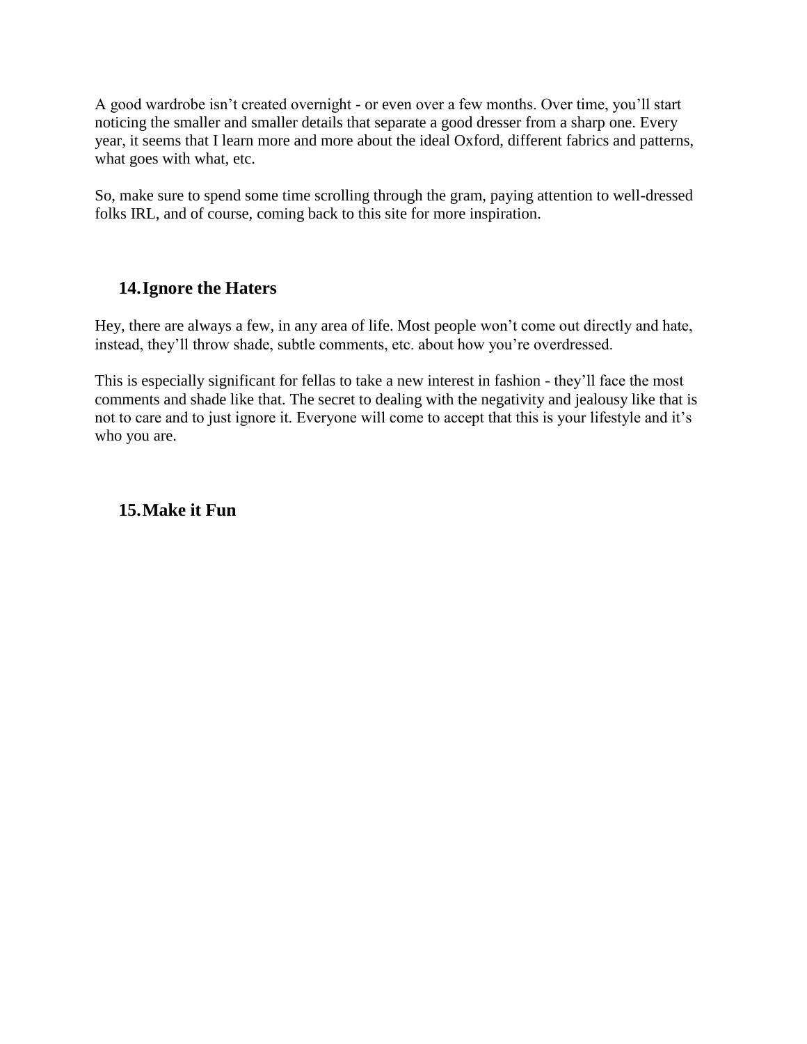A good wardrobe isn't created overnight - or even over a few months. Over time, you'll start noticing the smaller and smaller details that separate a good dresser from a sharp one. Every year, it seems that I learn more and more about the ideal Oxford, different fabrics and patterns, what goes with what, etc.

So, make sure to spend some time scrolling through the gram, paying attention to well-dressed folks IRL, and of course, coming back to this site for more inspiration.

## 14. Ignore the Haters

Hey, there are always a few, in any area of life. Most people won't come out directly and hate, instead, they'll throw shade, subtle comments, etc. about how you're overdressed.

This is especially significant for fellas to take a new interest in fashion - they'll face the most comments and shade like that. The secret to dealing with the negativity and jealousy like that is not to care and to just ignore it. Everyone will come to accept that this is your lifestyle and it's who you are.

## 15. Make it Fun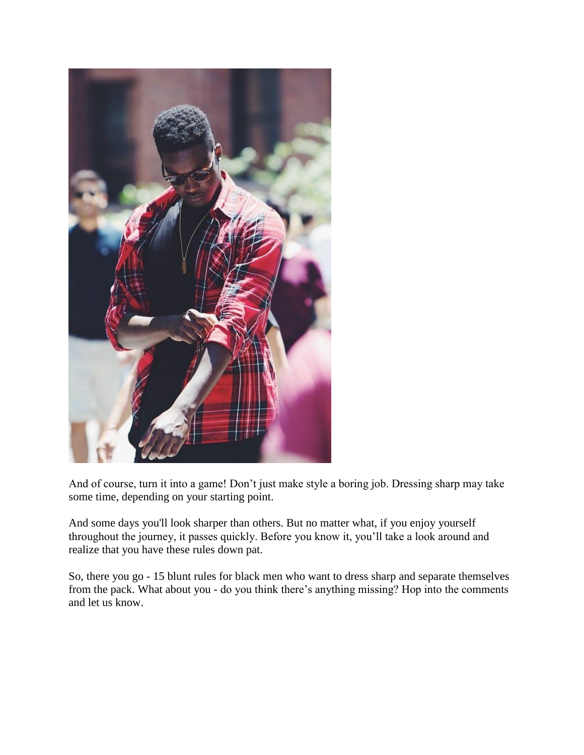And of course, turn it into a game! Don't just make style a boring job. Dressing sharp may take some time, depending on your starting point.

And some days you'll look sharper than others. But no matter what, if you enjoy yourself throughout the journey, it passes quickly. Before you know it, you'll take a look around and realize that you have these rules down pat.

So, there you go - 15 blunt rules for black men who want to dress sharp and separate themselves from the pack. What about you - do you think there's anything missing? Hop into the comments and let us know.